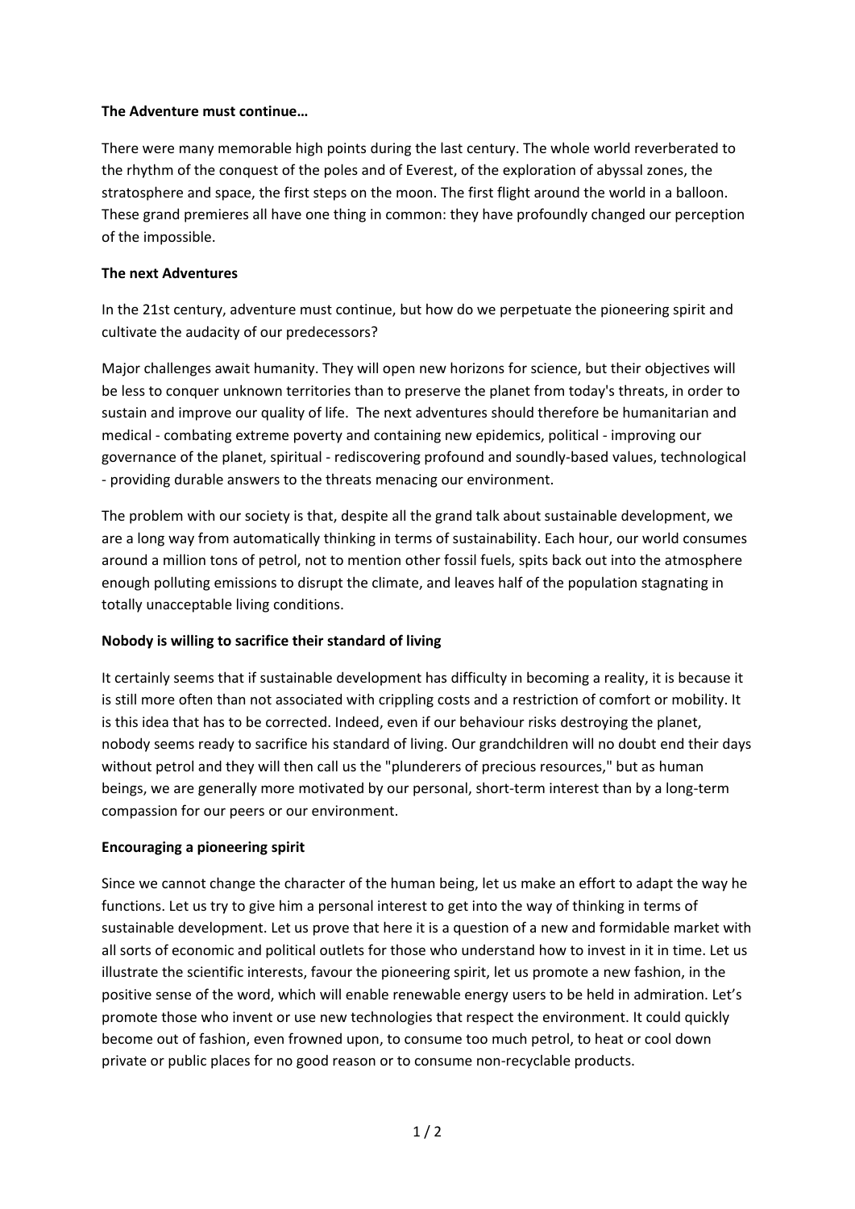**The Adventure must continue…**

There were many memorable high points during the last century. The whole world reverberated to the rhythm of the conquest of the poles and of Everest, of the exploration of abyssal zones, the stratosphere and space, the first steps on the moon. The first flight around the world in a balloon. These grand premieres all have one thing in common: they have profoundly changed our perception of the impossible.

**The next Adventures**

In the 21st century, adventure must continue, but how do we perpetuate the pioneering spirit and cultivate the audacity of our predecessors?

Major challenges await humanity. They will open new horizons for science, but their objectives will be less to conquer unknown territories than to preserve the planet from today's threats, in order to sustain and improve our quality of life. The next adventures should therefore be humanitarian and medical - combating extreme poverty and containing new epidemics, political - improving our governance of the planet, spiritual - rediscovering profound and soundly-based values, technological - providing durable answers to the threats menacing our environment.

The problem with our society is that, despite all the grand talk about sustainable development, we are a long way from automatically thinking in terms of sustainability. Each hour, our world consumes around a million tons of petrol, not to mention other fossil fuels, spits back out into the atmosphere enough polluting emissions to disrupt the climate, and leaves half of the population stagnating in totally unacceptable living conditions.

**Nobody is willing to sacrifice their standard of living**

It certainly seems that if sustainable development has difficulty in becoming a reality, it is because it is still more often than not associated with crippling costs and a restriction of comfort or mobility. It is this idea that has to be corrected. Indeed, even if our behaviour risks destroying the planet, nobody seems ready to sacrifice his standard of living. Our grandchildren will no doubt end their days without petrol and they will then call us the "plunderers of precious resources," but as human beings, we are generally more motivated by our personal, short-term interest than by a long-term compassion for our peers or our environment.

**Encouraging a pioneering spirit**

Since we cannot change the character of the human being, let us make an effort to adapt the way he functions. Let us try to give him a personal interest to get into the way of thinking in terms of sustainable development. Let us prove that here it is a question of a new and formidable market with all sorts of economic and political outlets for those who understand how to invest in it in time. Let us illustrate the scientific interests, favour the pioneering spirit, let us promote a new fashion, in the positive sense of the word, which will enable renewable energy users to be held in admiration. Let's promote those who invent or use new technologies that respect the environment. It could quickly become out of fashion, even frowned upon, to consume too much petrol, to heat or cool down private or public places for no good reason or to consume non-recyclable products.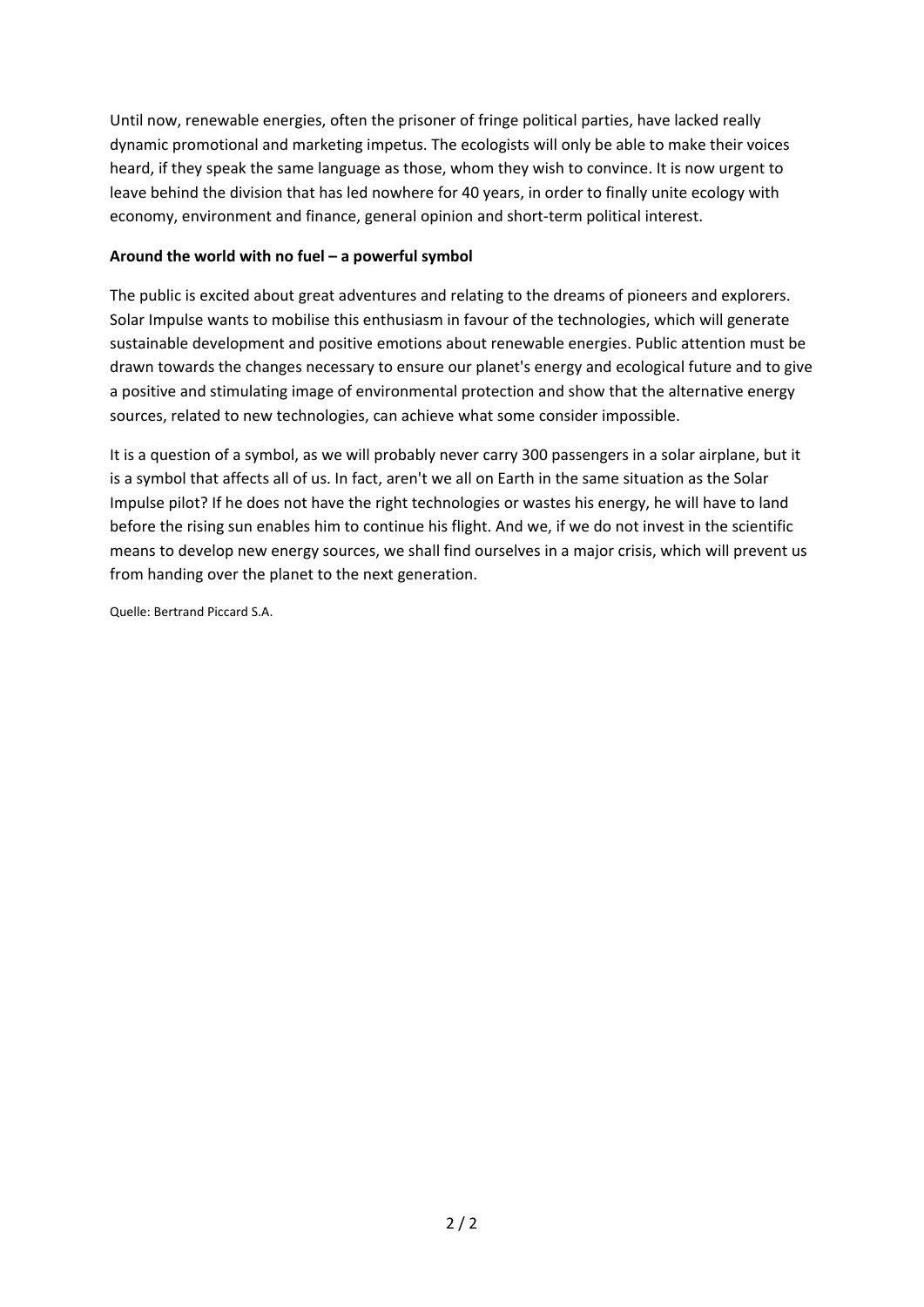Until now, renewable energies, often the prisoner of fringe political parties, have lacked really dynamic promotional and marketing impetus. The ecologists will only be able to make their voices heard, if they speak the same language as those, whom they wish to convince. It is now urgent to leave behind the division that has led nowhere for 40 years, in order to finally unite ecology with economy, environment and finance, general opinion and short-term political interest.

**Around the world with no fuel – a powerful symbol**

The public is excited about great adventures and relating to the dreams of pioneers and explorers. Solar Impulse wants to mobilise this enthusiasm in favour of the technologies, which will generate sustainable development and positive emotions about renewable energies. Public attention must be drawn towards the changes necessary to ensure our planet's energy and ecological future and to give a positive and stimulating image of environmental protection and show that the alternative energy sources, related to new technologies, can achieve what some consider impossible.

It is a question of a symbol, as we will probably never carry 300 passengers in a solar airplane, but it is a symbol that affects all of us. In fact, aren't we all on Earth in the same situation as the Solar Impulse pilot? If he does not have the right technologies or wastes his energy, he will have to land before the rising sun enables him to continue his flight. And we, if we do not invest in the scientific means to develop new energy sources, we shall find ourselves in a major crisis, which will prevent us from handing over the planet to the next generation.

Quelle: Bertrand Piccard S.A.